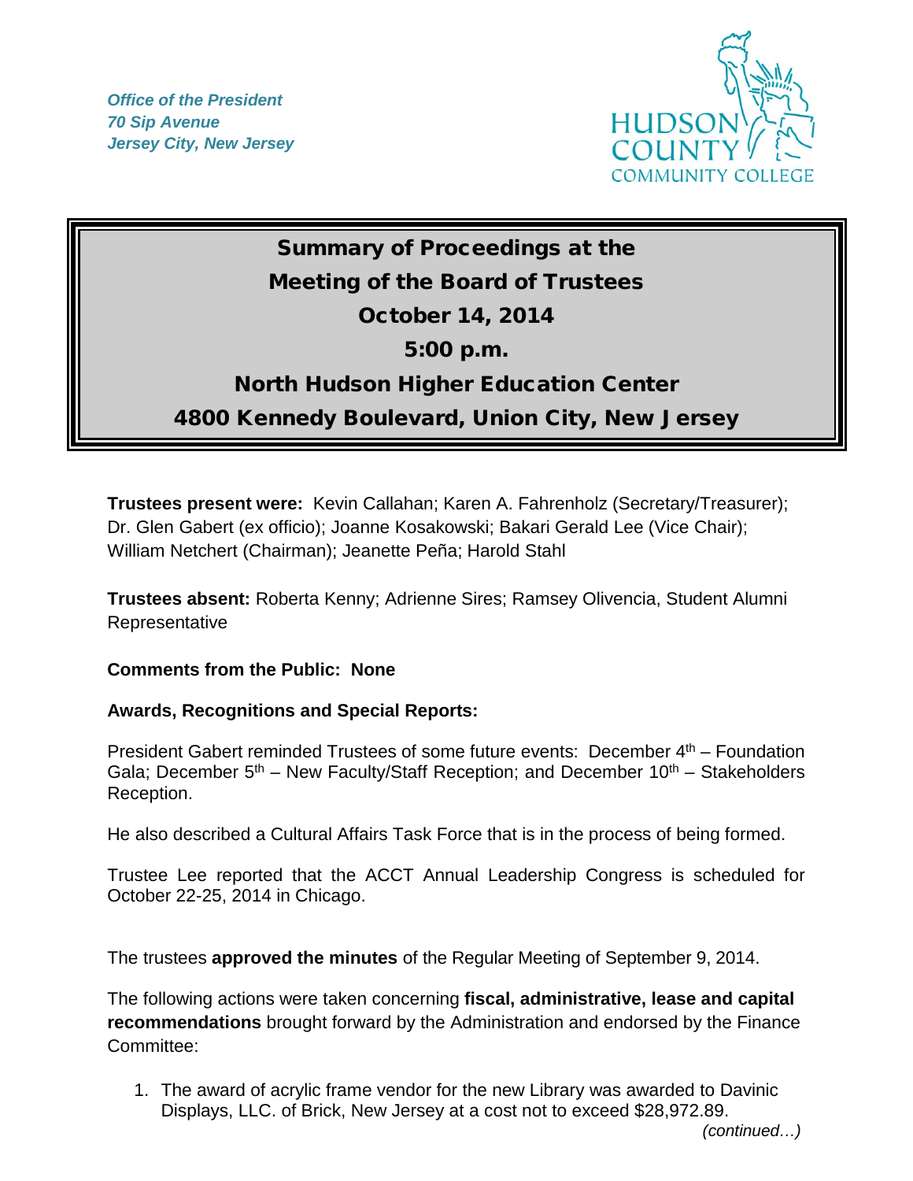*Office of the President*
*70 Sip Avenue*
*Jersey City, New Jersey*

HUDSON COUNTY COMMUNITY COLLEGE

# Summary of Proceedings at the Meeting of the Board of Trustees
## October 14, 2014
## 5:00 p.m.
## North Hudson Higher Education Center
## 4800 Kennedy Boulevard, Union City, New Jersey

**Trustees present were:** Kevin Callahan; Karen A. Fahrenholz (Secretary/Treasurer); Dr. Glen Gabert (ex officio); Joanne Kosakowski; Bakari Gerald Lee (Vice Chair); William Netchert (Chairman); Jeanette Peña; Harold Stahl

**Trustees absent:** Roberta Kenny; Adrienne Sires; Ramsey Olivencia, Student Alumni Representative

**Comments from the Public: None**

**Awards, Recognitions and Special Reports:**

President Gabert reminded Trustees of some future events: December 4th – Foundation Gala; December 5th – New Faculty/Staff Reception; and December 10th – Stakeholders Reception.

He also described a Cultural Affairs Task Force that is in the process of being formed.

Trustee Lee reported that the ACCT Annual Leadership Congress is scheduled for October 22-25, 2014 in Chicago.

The trustees **approved the minutes** of the Regular Meeting of September 9, 2014.

The following actions were taken concerning **fiscal, administrative, lease and capital recommendations** brought forward by the Administration and endorsed by the Finance Committee:

1. The award of acrylic frame vendor for the new Library was awarded to Davinic Displays, LLC. of Brick, New Jersey at a cost not to exceed $28,972.89.

*(continued…)*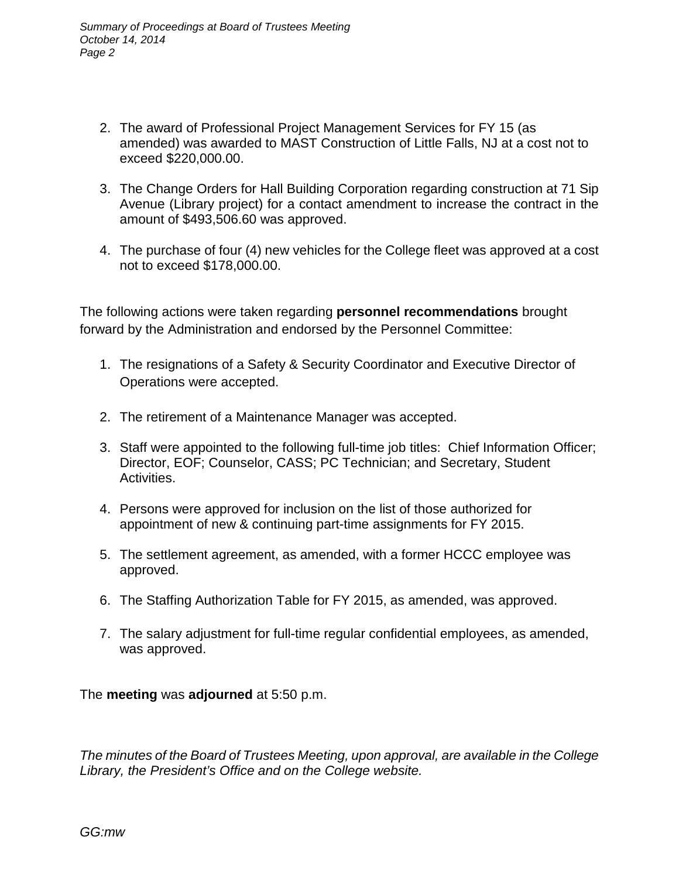2. The award of Professional Project Management Services for FY 15 (as amended) was awarded to MAST Construction of Little Falls, NJ at a cost not to exceed $220,000.00.

3. The Change Orders for Hall Building Corporation regarding construction at 71 Sip Avenue (Library project) for a contact amendment to increase the contract in the amount of $493,506.60 was approved.

4. The purchase of four (4) new vehicles for the College fleet was approved at a cost not to exceed $178,000.00.

The following actions were taken regarding **personnel recommendations** brought forward by the Administration and endorsed by the Personnel Committee:

1. The resignations of a Safety & Security Coordinator and Executive Director of Operations were accepted.

2. The retirement of a Maintenance Manager was accepted.

3. Staff were appointed to the following full-time job titles: Chief Information Officer; Director, EOF; Counselor, CASS; PC Technician; and Secretary, Student Activities.

4. Persons were approved for inclusion on the list of those authorized for appointment of new & continuing part-time assignments for FY 2015.

5. The settlement agreement, as amended, with a former HCCC employee was approved.

6. The Staffing Authorization Table for FY 2015, as amended, was approved.

7. The salary adjustment for full-time regular confidential employees, as amended, was approved.

The **meeting** was **adjourned** at 5:50 p.m.

*The minutes of the Board of Trustees Meeting, upon approval, are available in the College Library, the President's Office and on the College website.*

*GG:mw*